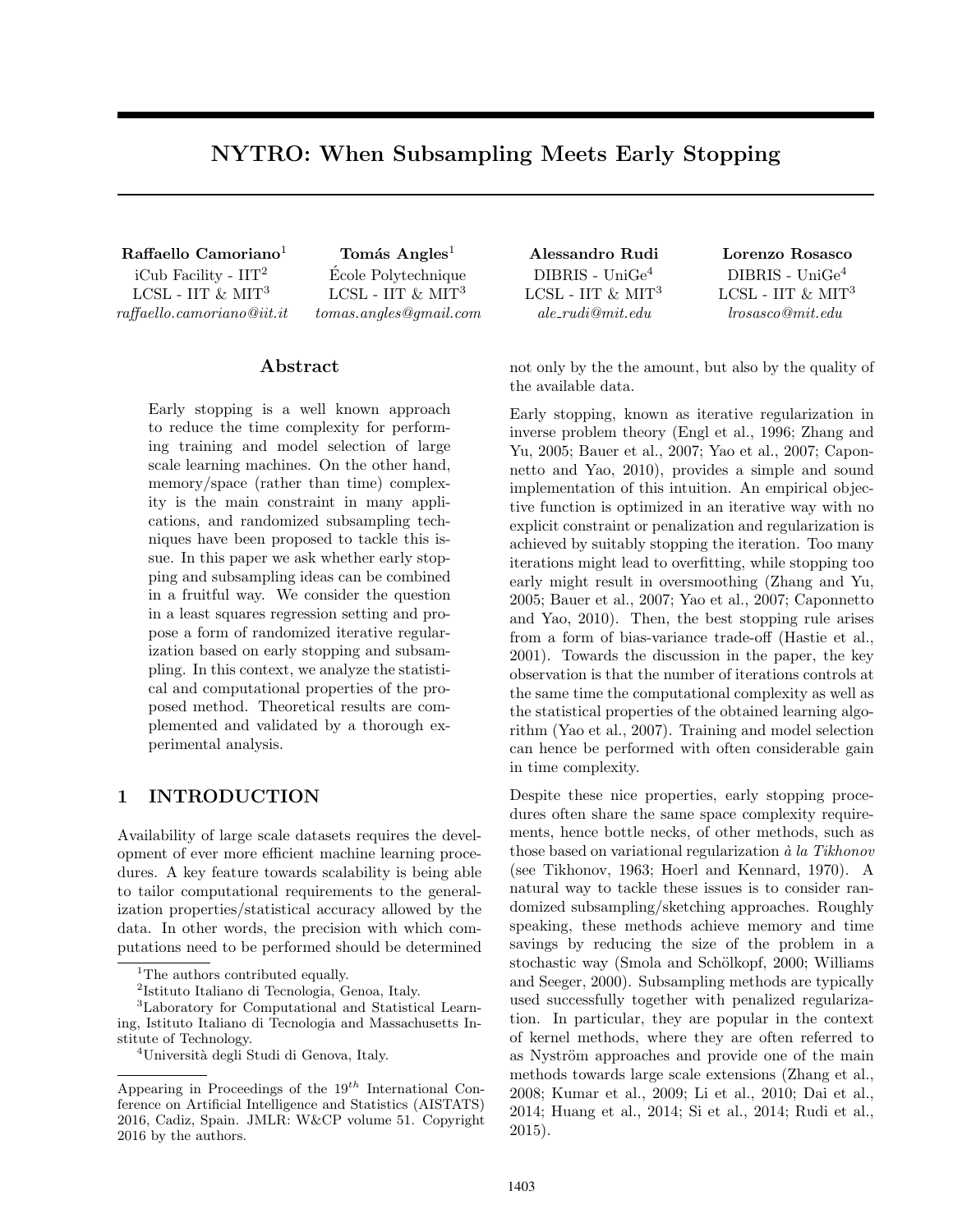# NYTRO: When Subsampling Meets Early Stopping

**Raffaello Camoriano**[1]
iCub Facility - IIT[2]
LCSL - IIT & MIT[3]
*raffaello.camoriano@iit.it*

**Tomás Angles**[1]
École Polytechnique
LCSL - IIT & MIT[3]
*tomas.angles@gmail.com*

**Alessandro Rudi**
DIBRIS - UniGe[4]
LCSL - IIT & MIT[3]
*ale_rudi@mit.edu*

**Lorenzo Rosasco**
DIBRIS - UniGe[4]
LCSL - IIT & MIT[3]
*lrosasco@mit.edu*

## Abstract

Early stopping is a well known approach to reduce the time complexity for performing training and model selection of large scale learning machines. On the other hand, memory/space (rather than time) complexity is the main constraint in many applications, and randomized subsampling techniques have been proposed to tackle this issue. In this paper we ask whether early stopping and subsampling ideas can be combined in a fruitful way. We consider the question in a least squares regression setting and propose a form of randomized iterative regularization based on early stopping and subsampling. In this context, we analyze the statistical and computational properties of the proposed method. Theoretical results are complemented and validated by a thorough experimental analysis.

## 1 INTRODUCTION

Availability of large scale datasets requires the development of ever more efficient machine learning procedures. A key feature towards scalability is being able to tailor computational requirements to the generalization properties/statistical accuracy allowed by the data. In other words, the precision with which computations need to be performed should be determined not only by the the amount, but also by the quality of the available data.

Early stopping, known as iterative regularization in inverse problem theory (Engl et al., 1996; Zhang and Yu, 2005; Bauer et al., 2007; Yao et al., 2007; Caponnetto and Yao, 2010), provides a simple and sound implementation of this intuition. An empirical objective function is optimized in an iterative way with no explicit constraint or penalization and regularization is achieved by suitably stopping the iteration. Too many iterations might lead to overfitting, while stopping too early might result in oversmoothing (Zhang and Yu, 2005; Bauer et al., 2007; Yao et al., 2007; Caponnetto and Yao, 2010). Then, the best stopping rule arises from a form of bias-variance trade-off (Hastie et al., 2001). Towards the discussion in the paper, the key observation is that the number of iterations controls at the same time the computational complexity as well as the statistical properties of the obtained learning algorithm (Yao et al., 2007). Training and model selection can hence be performed with often considerable gain in time complexity.

Despite these nice properties, early stopping procedures often share the same space complexity requirements, hence bottle necks, of other methods, such as those based on variational regularization *à la Tikhonov* (see Tikhonov, 1963; Hoerl and Kennard, 1970). A natural way to tackle these issues is to consider randomized subsampling/sketching approaches. Roughly speaking, these methods achieve memory and time savings by reducing the size of the problem in a stochastic way (Smola and Schölkopf, 2000; Williams and Seeger, 2000). Subsampling methods are typically used successfully together with penalized regularization. In particular, they are popular in the context of kernel methods, where they are often referred to as Nyström approaches and provide one of the main methods towards large scale extensions (Zhang et al., 2008; Kumar et al., 2009; Li et al., 2010; Dai et al., 2014; Huang et al., 2014; Si et al., 2014; Rudi et al., 2015).

[1]The authors contributed equally.
[2]Istituto Italiano di Tecnologia, Genoa, Italy.
[3]Laboratory for Computational and Statistical Learning, Istituto Italiano di Tecnologia and Massachusetts Institute of Technology.
[4]Università degli Studi di Genova, Italy.

Appearing in Proceedings of the 19[th] International Conference on Artificial Intelligence and Statistics (AISTATS) 2016, Cadiz, Spain. JMLR: W&CP volume 51. Copyright 2016 by the authors.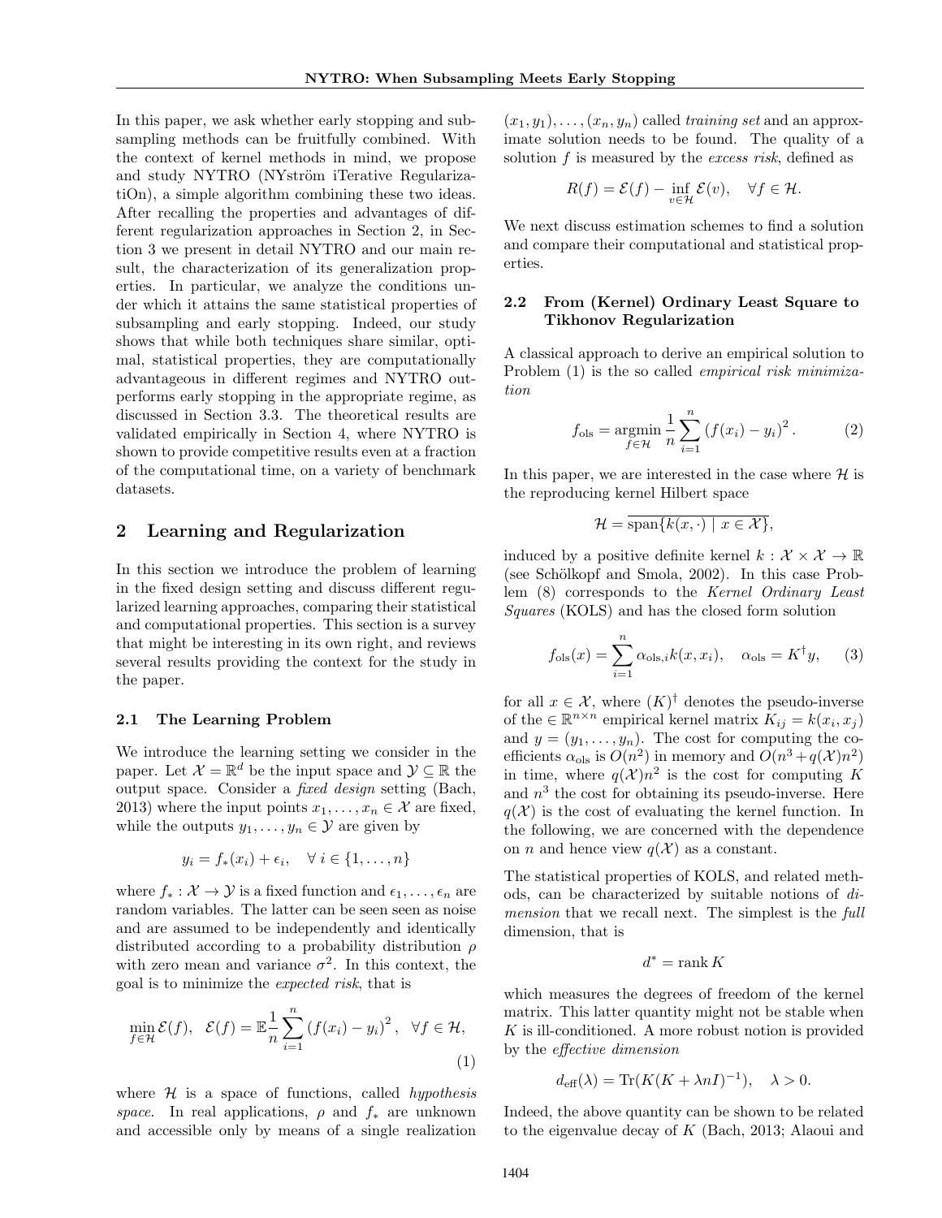In this paper, we ask whether early stopping and subsampling methods can be fruitfully combined. With the context of kernel methods in mind, we propose and study NYTRO (NYström iTerative RegularizatiOn), a simple algorithm combining these two ideas. After recalling the properties and advantages of different regularization approaches in Section 2, in Section 3 we present in detail NYTRO and our main result, the characterization of its generalization properties. In particular, we analyze the conditions under which it attains the same statistical properties of subsampling and early stopping. Indeed, our study shows that while both techniques share similar, optimal, statistical properties, they are computationally advantageous in different regimes and NYTRO outperforms early stopping in the appropriate regime, as discussed in Section 3.3. The theoretical results are validated empirically in Section 4, where NYTRO is shown to provide competitive results even at a fraction of the computational time, on a variety of benchmark datasets.

## 2 Learning and Regularization

In this section we introduce the problem of learning in the fixed design setting and discuss different regularized learning approaches, comparing their statistical and computational properties. This section is a survey that might be interesting in its own right, and reviews several results providing the context for the study in the paper.

### 2.1 The Learning Problem

We introduce the learning setting we consider in the paper. Let $\mathcal{X} = \mathbb{R}^d$ be the input space and $\mathcal{Y} \subseteq \mathbb{R}$ the output space. Consider a *fixed design* setting (Bach, 2013) where the input points $x_1, \dots, x_n \in \mathcal{X}$ are fixed, while the outputs $y_1, \dots, y_n \in \mathcal{Y}$ are given by

$$y_i = f_*(x_i) + \epsilon_i, \quad \forall\, i \in \{1, \dots, n\}$$

where $f_* : \mathcal{X} \to \mathcal{Y}$ is a fixed function and $\epsilon_1, \dots, \epsilon_n$ are random variables. The latter can be seen seen as noise and are assumed to be independently and identically distributed according to a probability distribution $\rho$ with zero mean and variance $\sigma^2$. In this context, the goal is to minimize the *expected risk*, that is

$$\min_{f \in \mathcal{H}} \mathcal{E}(f), \quad \mathcal{E}(f) = \mathbb{E}\frac{1}{n}\sum_{i=1}^{n} \left(f(x_i) - y_i\right)^2, \quad \forall f \in \mathcal{H}, \tag{1}$$

where $\mathcal{H}$ is a space of functions, called *hypothesis space*. In real applications, $\rho$ and $f_*$ are unknown and accessible only by means of a single realization $(x_1, y_1), \dots, (x_n, y_n)$ called *training set* and an approximate solution needs to be found. The quality of a solution $f$ is measured by the *excess risk*, defined as

$$R(f) = \mathcal{E}(f) - \inf_{v \in \mathcal{H}} \mathcal{E}(v), \quad \forall f \in \mathcal{H}.$$

We next discuss estimation schemes to find a solution and compare their computational and statistical properties.

### 2.2 From (Kernel) Ordinary Least Square to Tikhonov Regularization

A classical approach to derive an empirical solution to Problem (1) is the so called *empirical risk minimization*

$$f_{\text{ols}} = \operatorname*{argmin}_{f \in \mathcal{H}} \frac{1}{n}\sum_{i=1}^{n} \left(f(x_i) - y_i\right)^2. \tag{2}$$

In this paper, we are interested in the case where $\mathcal{H}$ is the reproducing kernel Hilbert space

$$\mathcal{H} = \overline{\operatorname{span}\{k(x, \cdot) \mid x \in \mathcal{X}\}},$$

induced by a positive definite kernel $k : \mathcal{X} \times \mathcal{X} \to \mathbb{R}$ (see Schölkopf and Smola, 2002). In this case Problem (8) corresponds to the *Kernel Ordinary Least Squares* (KOLS) and has the closed form solution

$$f_{\text{ols}}(x) = \sum_{i=1}^{n} \alpha_{\text{ols},i} k(x, x_i), \quad \alpha_{\text{ols}} = K^{\dagger} y, \tag{3}$$

for all $x \in \mathcal{X}$, where $(K)^{\dagger}$ denotes the pseudo-inverse of the $\in \mathbb{R}^{n \times n}$ empirical kernel matrix $K_{ij} = k(x_i, x_j)$ and $y = (y_1, \dots, y_n)$. The cost for computing the coefficients $\alpha_{\text{ols}}$ is $O(n^2)$ in memory and $O(n^3 + q(\mathcal{X})n^2)$ in time, where $q(\mathcal{X})n^2$ is the cost for computing $K$ and $n^3$ the cost for obtaining its pseudo-inverse. Here $q(\mathcal{X})$ is the cost of evaluating the kernel function. In the following, we are concerned with the dependence on $n$ and hence view $q(\mathcal{X})$ as a constant.

The statistical properties of KOLS, and related methods, can be characterized by suitable notions of *dimension* that we recall next. The simplest is the *full* dimension, that is

$$d^* = \operatorname{rank} K$$

which measures the degrees of freedom of the kernel matrix. This latter quantity might not be stable when $K$ is ill-conditioned. A more robust notion is provided by the *effective dimension*

$$d_{\text{eff}}(\lambda) = \operatorname{Tr}(K(K + \lambda n I)^{-1}), \quad \lambda > 0.$$

Indeed, the above quantity can be shown to be related to the eigenvalue decay of $K$ (Bach, 2013; Alaoui and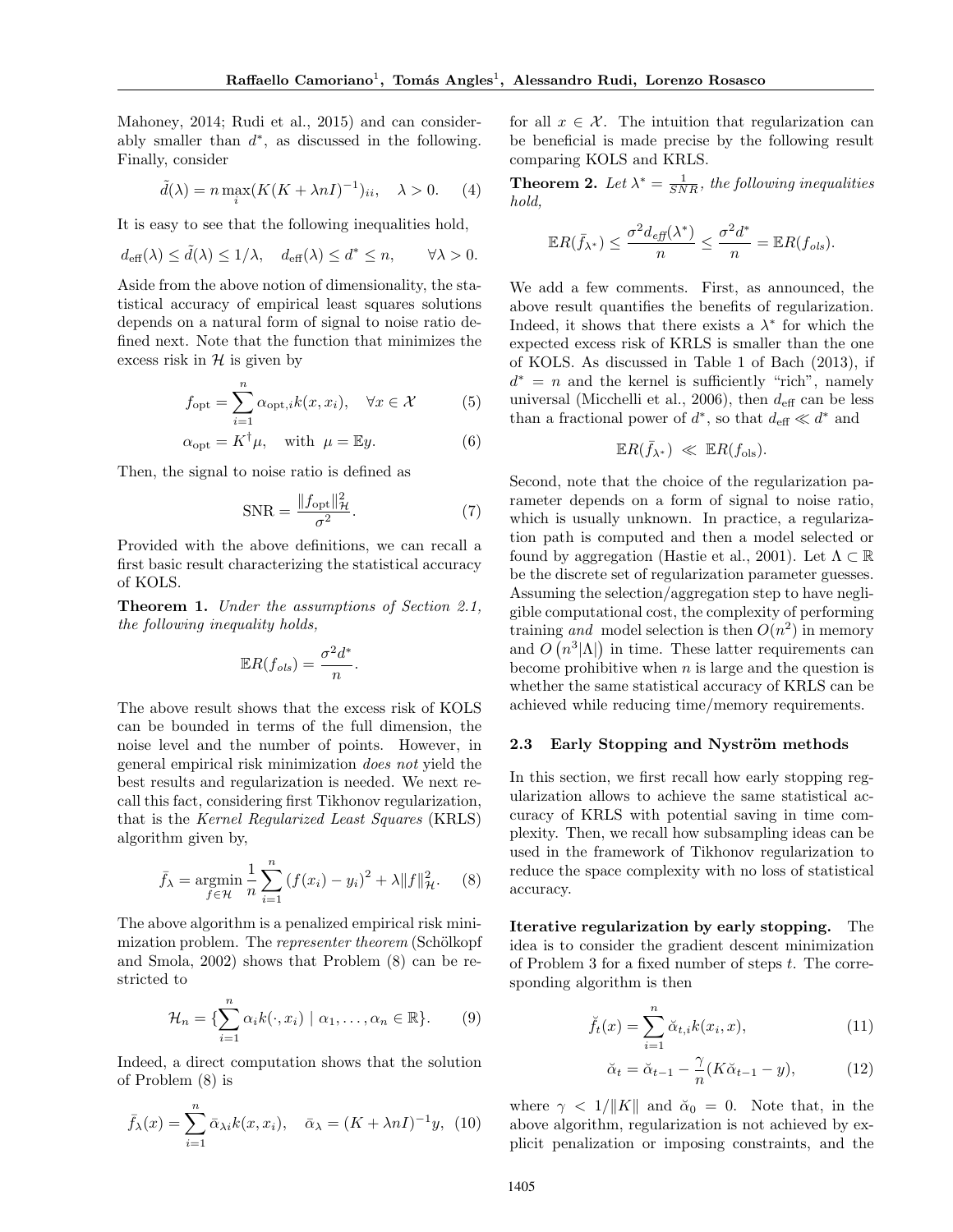Mahoney, 2014; Rudi et al., 2015) and can considerably smaller than $d^*$, as discussed in the following. Finally, consider

$$\tilde{d}(\lambda) = n \max_i (K(K + \lambda n I)^{-1})_{ii}, \quad \lambda > 0. \quad (4)$$

It is easy to see that the following inequalities hold,

$$d_{\text{eff}}(\lambda) \leq \tilde{d}(\lambda) \leq 1/\lambda, \quad d_{\text{eff}}(\lambda) \leq d^* \leq n, \qquad \forall \lambda > 0.$$

Aside from the above notion of dimensionality, the statistical accuracy of empirical least squares solutions depends on a natural form of signal to noise ratio defined next. Note that the function that minimizes the excess risk in $\mathcal{H}$ is given by

$$f_{\text{opt}} = \sum_{i=1}^{n} \alpha_{\text{opt},i} k(x, x_i), \quad \forall x \in \mathcal{X} \quad (5)$$

$$\alpha_{\text{opt}} = K^{\dagger} \mu, \quad \text{with } \mu = \mathbb{E}y. \quad (6)$$

Then, the signal to noise ratio is defined as

$$\text{SNR} = \frac{\|f_{\text{opt}}\|_{\mathcal{H}}^2}{\sigma^2}. \quad (7)$$

Provided with the above definitions, we can recall a first basic result characterizing the statistical accuracy of KOLS.

**Theorem 1.** *Under the assumptions of Section 2.1, the following inequality holds,*

$$\mathbb{E}R(f_{ols}) = \frac{\sigma^2 d^*}{n}.$$

The above result shows that the excess risk of KOLS can be bounded in terms of the full dimension, the noise level and the number of points. However, in general empirical risk minimization *does not* yield the best results and regularization is needed. We next recall this fact, considering first Tikhonov regularization, that is the *Kernel Regularized Least Squares* (KRLS) algorithm given by,

$$\bar{f}_\lambda = \operatorname*{argmin}_{f \in \mathcal{H}} \frac{1}{n} \sum_{i=1}^{n} (f(x_i) - y_i)^2 + \lambda \|f\|_{\mathcal{H}}^2. \quad (8)$$

The above algorithm is a penalized empirical risk minimization problem. The *representer theorem* (Schölkopf and Smola, 2002) shows that Problem (8) can be restricted to

$$\mathcal{H}_n = \{\sum_{i=1}^{n} \alpha_i k(\cdot, x_i) \mid \alpha_1, \ldots, \alpha_n \in \mathbb{R}\}. \quad (9)$$

Indeed, a direct computation shows that the solution of Problem (8) is

$$\bar{f}_\lambda(x) = \sum_{i=1}^{n} \bar{\alpha}_{\lambda i} k(x, x_i), \quad \bar{\alpha}_\lambda = (K + \lambda n I)^{-1} y, \quad (10)$$

for all $x \in \mathcal{X}$. The intuition that regularization can be beneficial is made precise by the following result comparing KOLS and KRLS.

**Theorem 2.** *Let $\lambda^* = \frac{1}{SNR}$, the following inequalities hold,*

$$\mathbb{E}R(\bar{f}_{\lambda^*}) \leq \frac{\sigma^2 d_{eff}(\lambda^*)}{n} \leq \frac{\sigma^2 d^*}{n} = \mathbb{E}R(f_{ols}).$$

We add a few comments. First, as announced, the above result quantifies the benefits of regularization. Indeed, it shows that there exists a $\lambda^*$ for which the expected excess risk of KRLS is smaller than the one of KOLS. As discussed in Table 1 of Bach (2013), if $d^* = n$ and the kernel is sufficiently "rich", namely universal (Micchelli et al., 2006), then $d_{\text{eff}}$ can be less than a fractional power of $d^*$, so that $d_{\text{eff}} \ll d^*$ and

$$\mathbb{E}R(\bar{f}_{\lambda^*}) \ \ll \ \mathbb{E}R(f_{\text{ols}}).$$

Second, note that the choice of the regularization parameter depends on a form of signal to noise ratio, which is usually unknown. In practice, a regularization path is computed and then a model selected or found by aggregation (Hastie et al., 2001). Let $\Lambda \subset \mathbb{R}$ be the discrete set of regularization parameter guesses. Assuming the selection/aggregation step to have negligible computational cost, the complexity of performing training *and* model selection is then $O(n^2)$ in memory and $O\left(n^3|\Lambda|\right)$ in time. These latter requirements can become prohibitive when $n$ is large and the question is whether the same statistical accuracy of KRLS can be achieved while reducing time/memory requirements.

### 2.3 Early Stopping and Nyström methods

In this section, we first recall how early stopping regularization allows to achieve the same statistical accuracy of KRLS with potential saving in time complexity. Then, we recall how subsampling ideas can be used in the framework of Tikhonov regularization to reduce the space complexity with no loss of statistical accuracy.

**Iterative regularization by early stopping.** The idea is to consider the gradient descent minimization of Problem 3 for a fixed number of steps $t$. The corresponding algorithm is then

$$\breve{f}_t(x) = \sum_{i=1}^{n} \breve{\alpha}_{t,i} k(x_i, x), \quad (11)$$

$$\breve{\alpha}_t = \breve{\alpha}_{t-1} - \frac{\gamma}{n}(K\breve{\alpha}_{t-1} - y), \quad (12)$$

where $\gamma < 1/\|K\|$ and $\breve{\alpha}_0 = 0$. Note that, in the above algorithm, regularization is not achieved by explicit penalization or imposing constraints, and the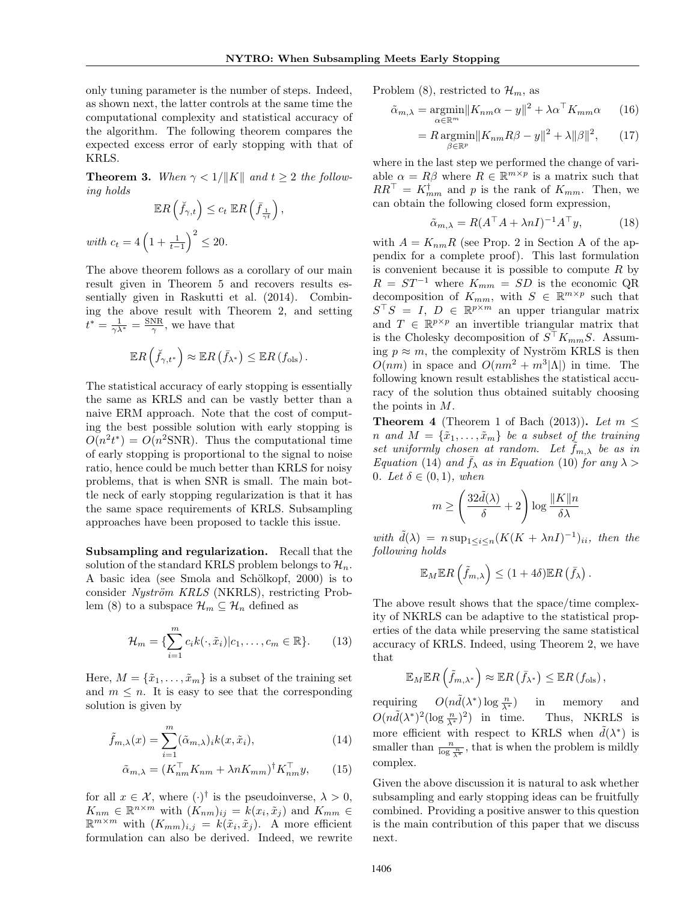only tuning parameter is the number of steps. Indeed, as shown next, the latter controls at the same time the computational complexity and statistical accuracy of the algorithm. The following theorem compares the expected excess error of early stopping with that of KRLS.

**Theorem 3.** *When $\gamma < 1/\|K\|$ and $t \geq 2$ the following holds*

$$\mathbb{E}R\left(\breve{f}_{\gamma,t}\right) \leq c_t \; \mathbb{E}R\left(\bar{f}_{\frac{1}{\gamma t}}\right),$$

*with* $c_t = 4\left(1 + \frac{1}{t-1}\right)^2 \leq 20$.

The above theorem follows as a corollary of our main result given in Theorem 5 and recovers results essentially given in Raskutti et al. (2014). Combining the above result with Theorem 2, and setting $t^* = \frac{1}{\gamma\lambda^*} = \frac{\mathrm{SNR}}{\gamma}$, we have that

$$\mathbb{E}R\left(\breve{f}_{\gamma,t^*}\right) \approx \mathbb{E}R\left(\bar{f}_{\lambda^*}\right) \leq \mathbb{E}R\left(f_{\mathrm{ols}}\right).$$

The statistical accuracy of early stopping is essentially the same as KRLS and can be vastly better than a naive ERM approach. Note that the cost of computing the best possible solution with early stopping is $O(n^2 t^*) = O(n^2 \mathrm{SNR})$. Thus the computational time of early stopping is proportional to the signal to noise ratio, hence could be much better than KRLS for noisy problems, that is when SNR is small. The main bottle neck of early stopping regularization is that it has the same space requirements of KRLS. Subsampling approaches have been proposed to tackle this issue.

**Subsampling and regularization.** Recall that the solution of the standard KRLS problem belongs to $\mathcal{H}_n$. A basic idea (see Smola and Schölkopf, 2000) is to consider *Nyström KRLS* (NKRLS), restricting Problem (8) to a subspace $\mathcal{H}_m \subseteq \mathcal{H}_n$ defined as

$$\mathcal{H}_m = \{\sum_{i=1}^{m} c_i k(\cdot, \tilde{x}_i) | c_1, \dots, c_m \in \mathbb{R}\}. \tag{13}$$

Here, $M = \{\tilde{x}_1, \dots, \tilde{x}_m\}$ is a subset of the training set and $m \leq n$. It is easy to see that the corresponding solution is given by

$$\tilde{f}_{m,\lambda}(x) = \sum_{i=1}^{m} (\tilde{\alpha}_{m,\lambda})_i k(x, \tilde{x}_i), \tag{14}$$

$$\tilde{\alpha}_{m,\lambda} = (K_{nm}^\top K_{nm} + \lambda n K_{mm})^\dagger K_{nm}^\top y, \tag{15}$$

for all $x \in \mathcal{X}$, where $(\cdot)^\dagger$ is the pseudoinverse, $\lambda > 0$, $K_{nm} \in \mathbb{R}^{n \times m}$ with $(K_{nm})_{ij} = k(x_i, \tilde{x}_j)$ and $K_{mm} \in \mathbb{R}^{m \times m}$ with $(K_{mm})_{i,j} = k(\tilde{x}_i, \tilde{x}_j)$. A more efficient formulation can also be derived. Indeed, we rewrite Problem (8), restricted to $\mathcal{H}_m$, as

$$\tilde{\alpha}_{m,\lambda} = \operatorname*{argmin}_{\alpha \in \mathbb{R}^m} \|K_{nm}\alpha - y\|^2 + \lambda \alpha^\top K_{mm} \alpha \tag{16}$$

$$= R \operatorname*{argmin}_{\beta \in \mathbb{R}^p} \|K_{nm} R \beta - y\|^2 + \lambda \|\beta\|^2, \tag{17}$$

where in the last step we performed the change of variable $\alpha = R\beta$ where $R \in \mathbb{R}^{m \times p}$ is a matrix such that $RR^\top = K_{mm}^\dagger$ and $p$ is the rank of $K_{mm}$. Then, we can obtain the following closed form expression,

$$\tilde{\alpha}_{m,\lambda} = R(A^\top A + \lambda n I)^{-1} A^\top y, \tag{18}$$

with $A = K_{nm}R$ (see Prop. 2 in Section A of the appendix for a complete proof). This last formulation is convenient because it is possible to compute $R$ by $R = ST^{-1}$ where $K_{mm} = SD$ is the economic QR decomposition of $K_{mm}$, with $S \in \mathbb{R}^{m \times p}$ such that $S^\top S = I$, $D \in \mathbb{R}^{p \times m}$ an upper triangular matrix and $T \in \mathbb{R}^{p \times p}$ an invertible triangular matrix that is the Cholesky decomposition of $S^\top K_{mm} S$. Assuming $p \approx m$, the complexity of Nyström KRLS is then $O(nm)$ in space and $O(nm^2 + m^3|\Lambda|)$ in time. The following known result establishes the statistical accuracy of the solution thus obtained suitably choosing the points in $M$.

**Theorem 4** (Theorem 1 of Bach (2013))**.** *Let $m \leq n$ and $M = \{\tilde{x}_1, \dots, \tilde{x}_m\}$ be a subset of the training set uniformly chosen at random. Let $\tilde{f}_{m,\lambda}$ be as in Equation (14) and $\bar{f}_\lambda$ as in Equation (10) for any $\lambda > 0$. Let $\delta \in (0,1)$, when*

$$m \geq \left(\frac{32\tilde{d}(\lambda)}{\delta} + 2\right) \log \frac{\|K\| n}{\delta \lambda}$$

*with $\tilde{d}(\lambda) = n \sup_{1 \leq i \leq n} (K(K + \lambda n I)^{-1})_{ii}$, then the following holds*

$$\mathbb{E}_M \mathbb{E}R\left(\tilde{f}_{m,\lambda}\right) \leq (1 + 4\delta) \mathbb{E}R\left(\bar{f}_\lambda\right).$$

The above result shows that the space/time complexity of NKRLS can be adaptive to the statistical properties of the data while preserving the same statistical accuracy of KRLS. Indeed, using Theorem 2, we have that

$$\mathbb{E}_M \mathbb{E}R\left(\tilde{f}_{m,\lambda^*}\right) \approx \mathbb{E}R\left(\bar{f}_{\lambda^*}\right) \leq \mathbb{E}R\left(f_{\mathrm{ols}}\right),$$

requiring $O(n\tilde{d}(\lambda^*) \log \frac{n}{\lambda^*})$ in memory and $O(n\tilde{d}(\lambda^*)^2 (\log \frac{n}{\lambda^*})^2)$ in time. Thus, NKRLS is more efficient with respect to KRLS when $\tilde{d}(\lambda^*)$ is smaller than $\frac{n}{\log \frac{n}{\lambda^*}}$, that is when the problem is mildly complex.

Given the above discussion it is natural to ask whether subsampling and early stopping ideas can be fruitfully combined. Providing a positive answer to this question is the main contribution of this paper that we discuss next.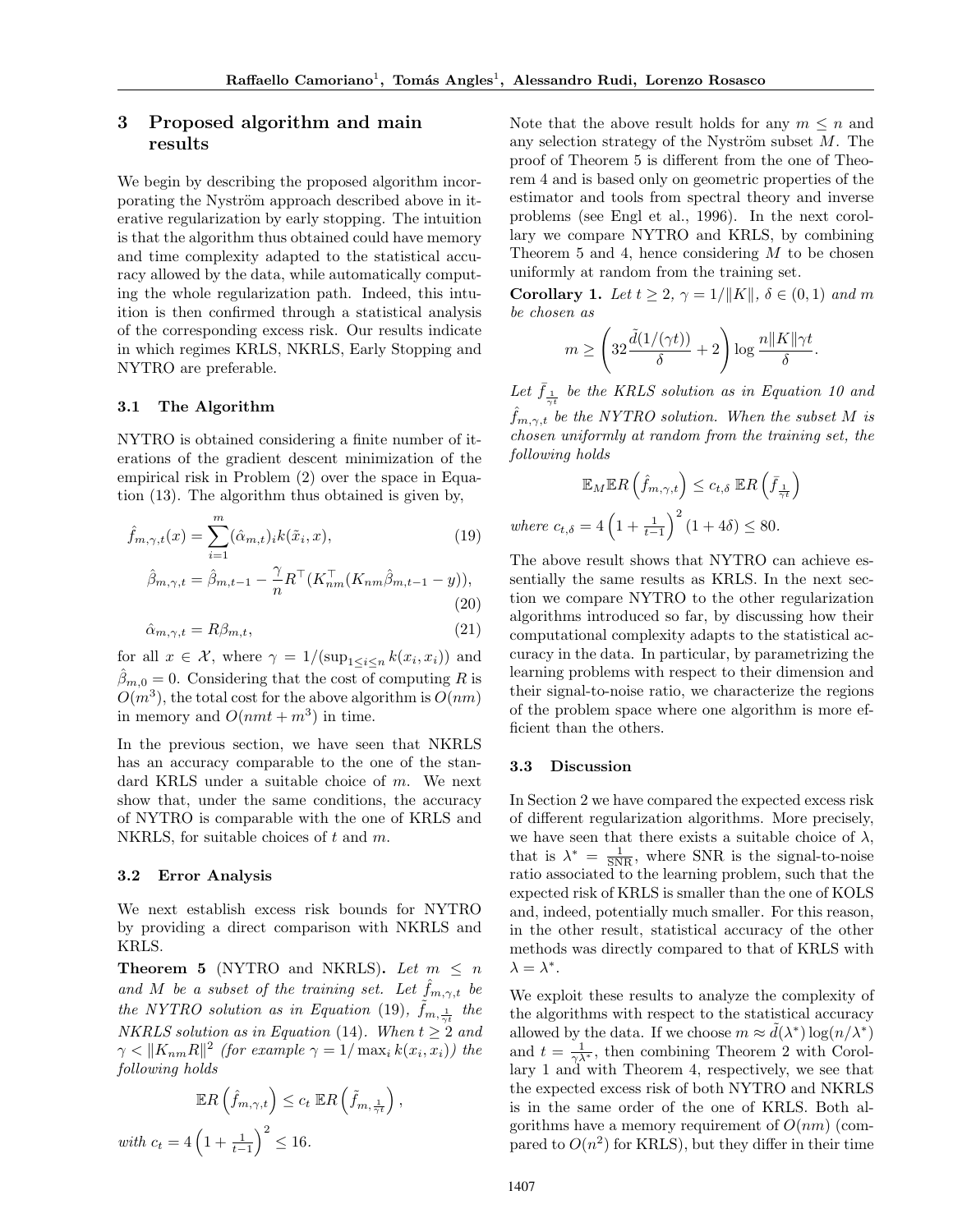## 3 Proposed algorithm and main results

We begin by describing the proposed algorithm incorporating the Nyström approach described above in iterative regularization by early stopping. The intuition is that the algorithm thus obtained could have memory and time complexity adapted to the statistical accuracy allowed by the data, while automatically computing the whole regularization path. Indeed, this intuition is then confirmed through a statistical analysis of the corresponding excess risk. Our results indicate in which regimes KRLS, NKRLS, Early Stopping and NYTRO are preferable.

### 3.1 The Algorithm

NYTRO is obtained considering a finite number of iterations of the gradient descent minimization of the empirical risk in Problem (2) over the space in Equation (13). The algorithm thus obtained is given by,

$$\hat{f}_{m,\gamma,t}(x) = \sum_{i=1}^{m} (\hat{\alpha}_{m,t})_i k(\tilde{x}_i, x), \tag{19}$$

$$\hat{\beta}_{m,\gamma,t} = \hat{\beta}_{m,t-1} - \frac{\gamma}{n} R^\top (K_{nm}^\top (K_{nm}\hat{\beta}_{m,t-1} - y)), \tag{20}$$

$$\hat{\alpha}_{m,\gamma,t} = R\beta_{m,t}, \tag{21}$$

for all $x \in \mathcal{X}$, where $\gamma = 1/(\sup_{1 \le i \le n} k(x_i, x_i))$ and $\hat{\beta}_{m,0} = 0$. Considering that the cost of computing $R$ is $O(m^3)$, the total cost for the above algorithm is $O(nm)$ in memory and $O(nmt + m^3)$ in time.

In the previous section, we have seen that NKRLS has an accuracy comparable to the one of the standard KRLS under a suitable choice of $m$. We next show that, under the same conditions, the accuracy of NYTRO is comparable with the one of KRLS and NKRLS, for suitable choices of $t$ and $m$.

### 3.2 Error Analysis

We next establish excess risk bounds for NYTRO by providing a direct comparison with NKRLS and KRLS.

**Theorem 5** (NYTRO and NKRLS)**.** *Let $m \le n$ and $M$ be a subset of the training set. Let $\hat{f}_{m,\gamma,t}$ be the NYTRO solution as in Equation* (19)*, $\tilde{f}_{m,\frac{1}{\gamma t}}$ the NKRLS solution as in Equation* (14)*. When $t \ge 2$ and $\gamma < \|K_{nm}R\|^2$ (for example $\gamma = 1/\max_i k(x_i, x_i)$) the following holds*

$$\mathbb{E}R\left(\hat{f}_{m,\gamma,t}\right) \le c_t \, \mathbb{E}R\left(\tilde{f}_{m,\frac{1}{\gamma t}}\right),$$

*with $c_t = 4\left(1 + \frac{1}{t-1}\right)^2 \le 16$.*

Note that the above result holds for any $m \le n$ and any selection strategy of the Nyström subset $M$. The proof of Theorem 5 is different from the one of Theorem 4 and is based only on geometric properties of the estimator and tools from spectral theory and inverse problems (see Engl et al., 1996). In the next corollary we compare NYTRO and KRLS, by combining Theorem 5 and 4, hence considering $M$ to be chosen uniformly at random from the training set.

**Corollary 1.** *Let $t \ge 2$, $\gamma = 1/\|K\|$, $\delta \in (0,1)$ and $m$ be chosen as*

$$m \ge \left(32\frac{\tilde{d}(1/(\gamma t))}{\delta} + 2\right) \log \frac{n\|K\|\gamma t}{\delta}.$$

*Let $\bar{f}_{\frac{1}{\gamma t}}$ be the KRLS solution as in Equation 10 and $\hat{f}_{m,\gamma,t}$ be the NYTRO solution. When the subset $M$ is chosen uniformly at random from the training set, the following holds*

$$\mathbb{E}_M \mathbb{E}R\left(\hat{f}_{m,\gamma,t}\right) \le c_{t,\delta} \, \mathbb{E}R\left(\bar{f}_{\frac{1}{\gamma t}}\right)$$

*where $c_{t,\delta} = 4\left(1 + \frac{1}{t-1}\right)^2 (1 + 4\delta) \le 80$.*

The above result shows that NYTRO can achieve essentially the same results as KRLS. In the next section we compare NYTRO to the other regularization algorithms introduced so far, by discussing how their computational complexity adapts to the statistical accuracy in the data. In particular, by parametrizing the learning problems with respect to their dimension and their signal-to-noise ratio, we characterize the regions of the problem space where one algorithm is more efficient than the others.

### 3.3 Discussion

In Section 2 we have compared the expected excess risk of different regularization algorithms. More precisely, we have seen that there exists a suitable choice of $\lambda$, that is $\lambda^* = \frac{1}{\mathrm{SNR}}$, where SNR is the signal-to-noise ratio associated to the learning problem, such that the expected risk of KRLS is smaller than the one of KOLS and, indeed, potentially much smaller. For this reason, in the other result, statistical accuracy of the other methods was directly compared to that of KRLS with $\lambda = \lambda^*$.

We exploit these results to analyze the complexity of the algorithms with respect to the statistical accuracy allowed by the data. If we choose $m \approx \tilde{d}(\lambda^*) \log(n/\lambda^*)$ and $t = \frac{1}{\gamma\lambda^*}$, then combining Theorem 2 with Corollary 1 and with Theorem 4, respectively, we see that the expected excess risk of both NYTRO and NKRLS is in the same order of the one of KRLS. Both algorithms have a memory requirement of $O(nm)$ (compared to $O(n^2)$ for KRLS), but they differ in their time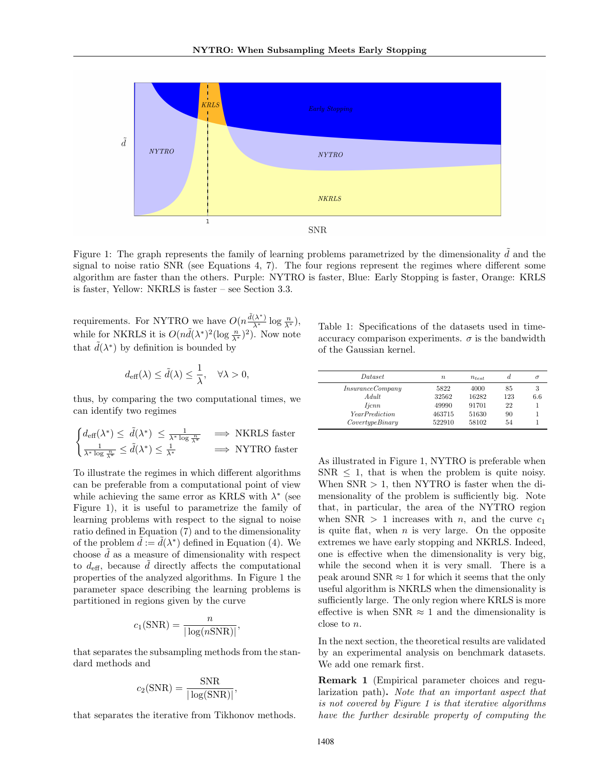Figure 1: The graph represents the family of learning problems parametrized by the dimensionality $\tilde{d}$ and the signal to noise ratio SNR (see Equations 4, 7). The four regions represent the regimes where different some algorithm are faster than the others. Purple: NYTRO is faster, Blue: Early Stopping is faster, Orange: KRLS is faster, Yellow: NKRLS is faster – see Section 3.3.

requirements. For NYTRO we have $O(n\frac{\tilde{d}(\lambda^*)}{\lambda^*}\log\frac{n}{\lambda^*})$, while for NKRLS it is $O(n\tilde{d}(\lambda^*)^2(\log\frac{n}{\lambda^*})^2)$. Now note that $\tilde{d}(\lambda^*)$ by definition is bounded by

$$d_{\text{eff}}(\lambda) \leq \tilde{d}(\lambda) \leq \frac{1}{\lambda}, \quad \forall \lambda > 0,$$

thus, by comparing the two computational times, we can identify two regimes

$$\begin{cases} d_{\text{eff}}(\lambda^*) \leq \tilde{d}(\lambda^*) \leq \frac{1}{\lambda^* \log \frac{n}{\lambda^*}} & \implies \text{NKRLS faster} \\ \frac{1}{\lambda^* \log \frac{n}{\lambda^*}} \leq \tilde{d}(\lambda^*) \leq \frac{1}{\lambda^*} & \implies \text{NYTRO faster} \end{cases}$$

To illustrate the regimes in which different algorithms can be preferable from a computational point of view while achieving the same error as KRLS with $\lambda^*$ (see Figure 1), it is useful to parametrize the family of learning problems with respect to the signal to noise ratio defined in Equation (7) and to the dimensionality of the problem $\tilde{d} := \tilde{d}(\lambda^*)$ defined in Equation (4). We choose $\tilde{d}$ as a measure of dimensionality with respect to $d_{\text{eff}}$, because $\tilde{d}$ directly affects the computational properties of the analyzed algorithms. In Figure 1 the parameter space describing the learning problems is partitioned in regions given by the curve

$$c_1(\text{SNR}) = \frac{n}{|\log(n\text{SNR})|},$$

that separates the subsampling methods from the standard methods and

$$c_2(\text{SNR}) = \frac{\text{SNR}}{|\log(\text{SNR})|},$$

that separates the iterative from Tikhonov methods.

Table 1: Specifications of the datasets used in time-accuracy comparison experiments. $\sigma$ is the bandwidth of the Gaussian kernel.

| *Dataset* | $n$ | $n_{test}$ | $d$ | $\sigma$ |
|---|---|---|---|---|
| *InsuranceCompany* | 5822 | 4000 | 85 | 3 |
| *Adult* | 32562 | 16282 | 123 | 6.6 |
| *Ijcnn* | 49990 | 91701 | 22 | 1 |
| *YearPrediction* | 463715 | 51630 | 90 | 1 |
| *CovertypeBinary* | 522910 | 58102 | 54 | 1 |

As illustrated in Figure 1, NYTRO is preferable when SNR $\leq 1$, that is when the problem is quite noisy. When SNR $> 1$, then NYTRO is faster when the dimensionality of the problem is sufficiently big. Note that, in particular, the area of the NYTRO region when SNR $> 1$ increases with $n$, and the curve $c_1$ is quite flat, when $n$ is very large. On the opposite extremes we have early stopping and NKRLS. Indeed, one is effective when the dimensionality is very big, while the second when it is very small. There is a peak around SNR $\approx 1$ for which it seems that the only useful algorithm is NKRLS when the dimensionality is sufficiently large. The only region where KRLS is more effective is when SNR $\approx 1$ and the dimensionality is close to $n$.

In the next section, the theoretical results are validated by an experimental analysis on benchmark datasets. We add one remark first.

**Remark 1** (Empirical parameter choices and regularization path)**.** *Note that an important aspect that is not covered by Figure 1 is that iterative algorithms have the further desirable property of computing the*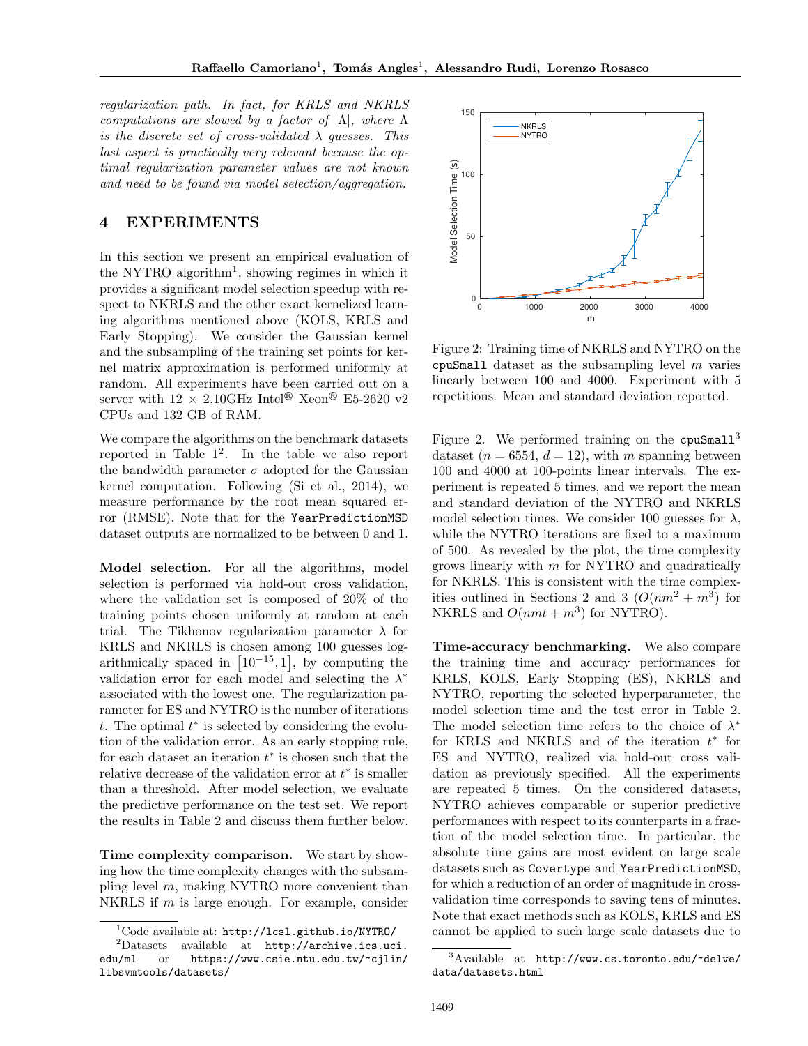*regularization path. In fact, for KRLS and NKRLS computations are slowed by a factor of $|\Lambda|$, where $\Lambda$ is the discrete set of cross-validated $\lambda$ guesses. This last aspect is practically very relevant because the optimal regularization parameter values are not known and need to be found via model selection/aggregation.*

## 4 EXPERIMENTS

In this section we present an empirical evaluation of the NYTRO algorithm[1], showing regimes in which it provides a significant model selection speedup with respect to NKRLS and the other exact kernelized learning algorithms mentioned above (KOLS, KRLS and Early Stopping). We consider the Gaussian kernel and the subsampling of the training set points for kernel matrix approximation is performed uniformly at random. All experiments have been carried out on a server with 12 × 2.10GHz Intel® Xeon® E5-2620 v2 CPUs and 132 GB of RAM.

We compare the algorithms on the benchmark datasets reported in Table 1[2]. In the table we also report the bandwidth parameter $\sigma$ adopted for the Gaussian kernel computation. Following (Si et al., 2014), we measure performance by the root mean squared error (RMSE). Note that for the `YearPredictionMSD` dataset outputs are normalized to be between 0 and 1.

**Model selection.** For all the algorithms, model selection is performed via hold-out cross validation, where the validation set is composed of 20% of the training points chosen uniformly at random at each trial. The Tikhonov regularization parameter $\lambda$ for KRLS and NKRLS is chosen among 100 guesses logarithmically spaced in $[10^{-15}, 1]$, by computing the validation error for each model and selecting the $\lambda^*$ associated with the lowest one. The regularization parameter for ES and NYTRO is the number of iterations $t$. The optimal $t^*$ is selected by considering the evolution of the validation error. As an early stopping rule, for each dataset an iteration $t^*$ is chosen such that the relative decrease of the validation error at $t^*$ is smaller than a threshold. After model selection, we evaluate the predictive performance on the test set. We report the results in Table 2 and discuss them further below.

**Time complexity comparison.** We start by showing how the time complexity changes with the subsampling level $m$, making NYTRO more convenient than NKRLS if $m$ is large enough. For example, consider

Figure 2: Training time of NKRLS and NYTRO on the `cpuSmall` dataset as the subsampling level $m$ varies linearly between 100 and 4000. Experiment with 5 repetitions. Mean and standard deviation reported.

Figure 2. We performed training on the `cpuSmall`[3] dataset ($n = 6554$, $d = 12$), with $m$ spanning between 100 and 4000 at 100-points linear intervals. The experiment is repeated 5 times, and we report the mean and standard deviation of the NYTRO and NKRLS model selection times. We consider 100 guesses for $\lambda$, while the NYTRO iterations are fixed to a maximum of 500. As revealed by the plot, the time complexity grows linearly with $m$ for NYTRO and quadratically for NKRLS. This is consistent with the time complexities outlined in Sections 2 and 3 ($O(nm^2 + m^3)$ for NKRLS and $O(nmt + m^3)$ for NYTRO).

**Time-accuracy benchmarking.** We also compare the training time and accuracy performances for KRLS, KOLS, Early Stopping (ES), NKRLS and NYTRO, reporting the selected hyperparameter, the model selection time and the test error in Table 2. The model selection time refers to the choice of $\lambda^*$ for KRLS and NKRLS and of the iteration $t^*$ for ES and NYTRO, realized via hold-out cross validation as previously specified. All the experiments are repeated 5 times. On the considered datasets, NYTRO achieves comparable or superior predictive performances with respect to its counterparts in a fraction of the model selection time. In particular, the absolute time gains are most evident on large scale datasets such as `Covertype` and `YearPredictionMSD`, for which a reduction of an order of magnitude in cross-validation time corresponds to saving tens of minutes. Note that exact methods such as KOLS, KRLS and ES cannot be applied to such large scale datasets due to

[1] Code available at: http://lcsl.github.io/NYTRO/

[2] Datasets available at http://archive.ics.uci.edu/ml or https://www.csie.ntu.edu.tw/~cjlin/libsvmtools/datasets/

[3] Available at http://www.cs.toronto.edu/~delve/data/datasets.html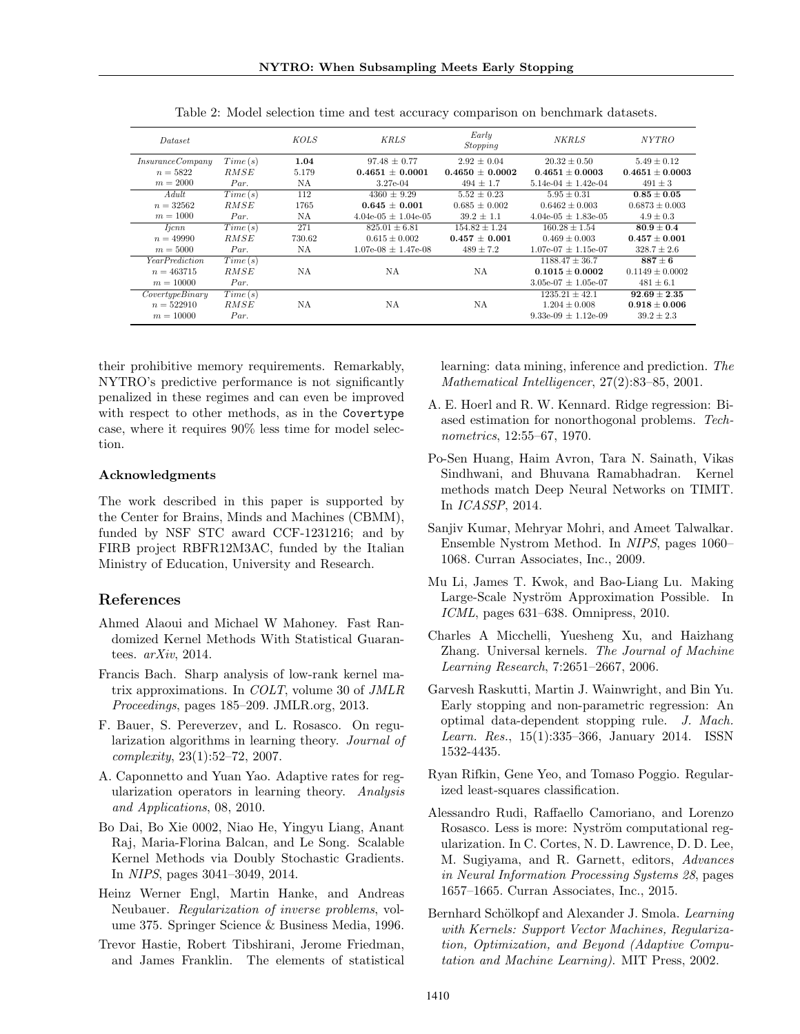Table 2: Model selection time and test accuracy comparison on benchmark datasets.

| *Dataset* | | *KOLS* | *KRLS* | *Early Stopping* | *NKRLS* | *NYTRO* |
|---|---|---|---|---|---|---|
| *InsuranceCompany* | *Time (s)* | **1.04** | $97.48 \pm 0.77$ | $2.92 \pm 0.04$ | $20.32 \pm 0.50$ | $5.49 \pm 0.12$ |
| $n = 5822$ | *RMSE* | 5.179 | $\mathbf{0.4651 \pm 0.0001}$ | $\mathbf{0.4650 \pm 0.0002}$ | $\mathbf{0.4651 \pm 0.0003}$ | $\mathbf{0.4651 \pm 0.0003}$ |
| $m = 2000$ | *Par.* | NA | 3.27e-04 | $494 \pm 1.7$ | 5.14e-04 $\pm$ 1.42e-04 | $491 \pm 3$ |
| *Adult* | *Time (s)* | 112 | $4360 \pm 9.29$ | $5.52 \pm 0.23$ | $5.95 \pm 0.31$ | $\mathbf{0.85 \pm 0.05}$ |
| $n = 32562$ | *RMSE* | 1765 | $\mathbf{0.645 \pm 0.001}$ | $0.685 \pm 0.002$ | $0.6462 \pm 0.003$ | $0.6873 \pm 0.003$ |
| $m = 1000$ | *Par.* | NA | 4.04e-05 $\pm$ 1.04e-05 | $39.2 \pm 1.1$ | 4.04e-05 $\pm$ 1.83e-05 | $4.9 \pm 0.3$ |
| *Ijcnn* | *Time (s)* | 271 | $825.01 \pm 6.81$ | $154.82 \pm 1.24$ | $160.28 \pm 1.54$ | $\mathbf{80.9 \pm 0.4}$ |
| $n = 49990$ | *RMSE* | 730.62 | $0.615 \pm 0.002$ | $\mathbf{0.457 \pm 0.001}$ | $0.469 \pm 0.003$ | $\mathbf{0.457 \pm 0.001}$ |
| $m = 5000$ | *Par.* | NA | 1.07e-08 $\pm$ 1.47e-08 | $489 \pm 7.2$ | 1.07e-07 $\pm$ 1.15e-07 | $328.7 \pm 2.6$ |
| *YearPrediction* | *Time (s)* | | | | $1188.47 \pm 36.7$ | $\mathbf{887 \pm 6}$ |
| $n = 463715$ | *RMSE* | NA | NA | NA | $\mathbf{0.1015 \pm 0.0002}$ | $0.1149 \pm 0.0002$ |
| $m = 10000$ | *Par.* | | | | 3.05e-07 $\pm$ 1.05e-07 | $481 \pm 6.1$ |
| *CovertypeBinary* | *Time (s)* | | | | $1235.21 \pm 42.1$ | $\mathbf{92.69 \pm 2.35}$ |
| $n = 522910$ | *RMSE* | NA | NA | NA | $1.204 \pm 0.008$ | $\mathbf{0.918 \pm 0.006}$ |
| $m = 10000$ | *Par.* | | | | 9.33e-09 $\pm$ 1.12e-09 | $39.2 \pm 2.3$ |

their prohibitive memory requirements. Remarkably, NYTRO's predictive performance is not significantly penalized in these regimes and can even be improved with respect to other methods, as in the `Covertype` case, where it requires 90% less time for model selection.

#### Acknowledgments

The work described in this paper is supported by the Center for Brains, Minds and Machines (CBMM), funded by NSF STC award CCF-1231216; and by FIRB project RBFR12M3AC, funded by the Italian Ministry of Education, University and Research.

## References

Ahmed Alaoui and Michael W Mahoney. Fast Randomized Kernel Methods With Statistical Guarantees. *arXiv*, 2014.

Francis Bach. Sharp analysis of low-rank kernel matrix approximations. In *COLT*, volume 30 of *JMLR Proceedings*, pages 185–209. JMLR.org, 2013.

F. Bauer, S. Pereverzev, and L. Rosasco. On regularization algorithms in learning theory. *Journal of complexity*, 23(1):52–72, 2007.

A. Caponnetto and Yuan Yao. Adaptive rates for regularization operators in learning theory. *Analysis and Applications*, 08, 2010.

Bo Dai, Bo Xie 0002, Niao He, Yingyu Liang, Anant Raj, Maria-Florina Balcan, and Le Song. Scalable Kernel Methods via Doubly Stochastic Gradients. In *NIPS*, pages 3041–3049, 2014.

Heinz Werner Engl, Martin Hanke, and Andreas Neubauer. *Regularization of inverse problems*, volume 375. Springer Science & Business Media, 1996.

Trevor Hastie, Robert Tibshirani, Jerome Friedman, and James Franklin. The elements of statistical learning: data mining, inference and prediction. *The Mathematical Intelligencer*, 27(2):83–85, 2001.

A. E. Hoerl and R. W. Kennard. Ridge regression: Biased estimation for nonorthogonal problems. *Technometrics*, 12:55–67, 1970.

Po-Sen Huang, Haim Avron, Tara N. Sainath, Vikas Sindhwani, and Bhuvana Ramabhadran. Kernel methods match Deep Neural Networks on TIMIT. In *ICASSP*, 2014.

Sanjiv Kumar, Mehryar Mohri, and Ameet Talwalkar. Ensemble Nystrom Method. In *NIPS*, pages 1060–1068. Curran Associates, Inc., 2009.

Mu Li, James T. Kwok, and Bao-Liang Lu. Making Large-Scale Nyström Approximation Possible. In *ICML*, pages 631–638. Omnipress, 2010.

Charles A Micchelli, Yuesheng Xu, and Haizhang Zhang. Universal kernels. *The Journal of Machine Learning Research*, 7:2651–2667, 2006.

Garvesh Raskutti, Martin J. Wainwright, and Bin Yu. Early stopping and non-parametric regression: An optimal data-dependent stopping rule. *J. Mach. Learn. Res.*, 15(1):335–366, January 2014. ISSN 1532-4435.

Ryan Rifkin, Gene Yeo, and Tomaso Poggio. Regularized least-squares classification.

Alessandro Rudi, Raffaello Camoriano, and Lorenzo Rosasco. Less is more: Nyström computational regularization. In C. Cortes, N. D. Lawrence, D. D. Lee, M. Sugiyama, and R. Garnett, editors, *Advances in Neural Information Processing Systems 28*, pages 1657–1665. Curran Associates, Inc., 2015.

Bernhard Schölkopf and Alexander J. Smola. *Learning with Kernels: Support Vector Machines, Regularization, Optimization, and Beyond (Adaptive Computation and Machine Learning)*. MIT Press, 2002.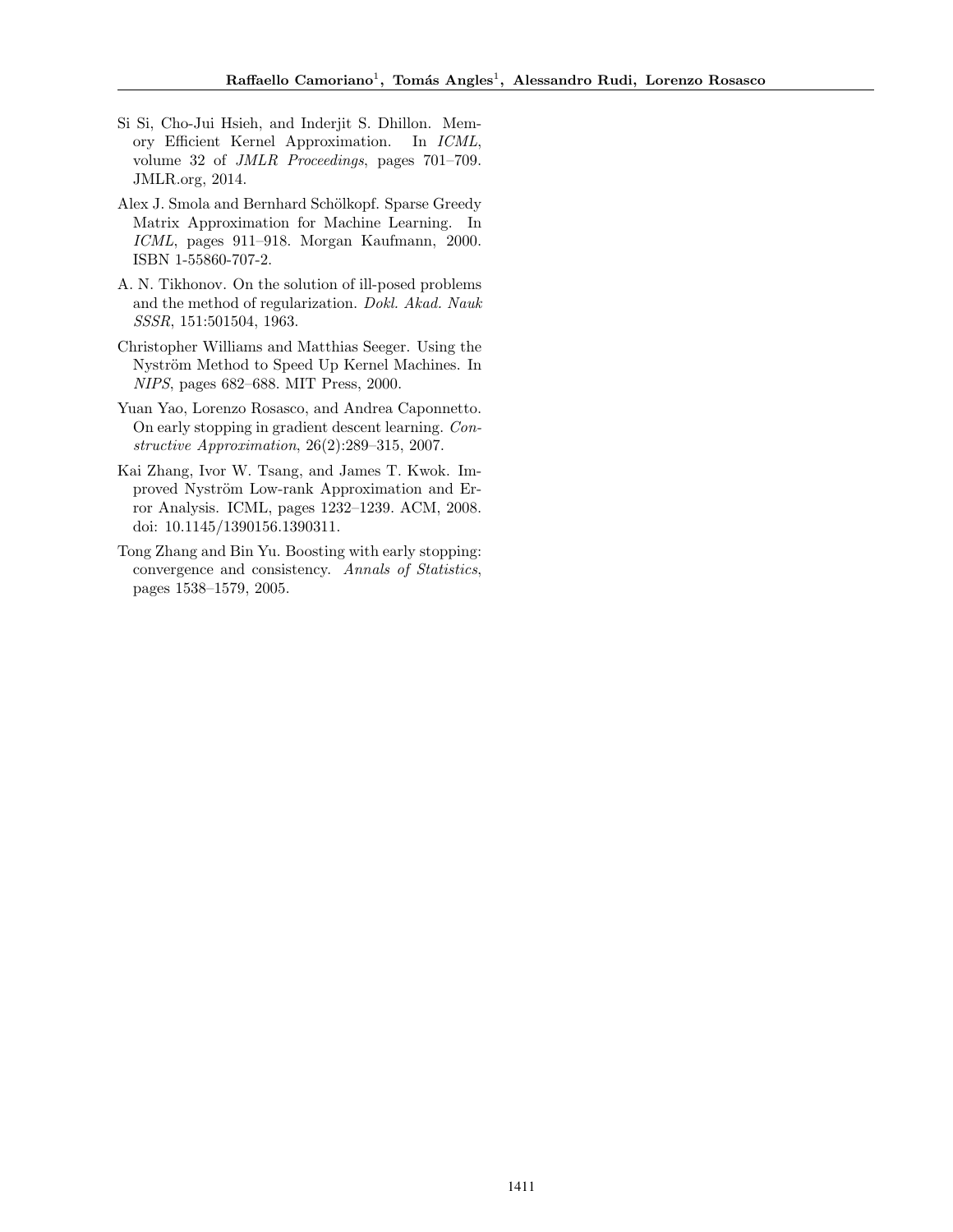Si Si, Cho-Jui Hsieh, and Inderjit S. Dhillon. Memory Efficient Kernel Approximation. In *ICML*, volume 32 of *JMLR Proceedings*, pages 701–709. JMLR.org, 2014.

Alex J. Smola and Bernhard Schölkopf. Sparse Greedy Matrix Approximation for Machine Learning. In *ICML*, pages 911–918. Morgan Kaufmann, 2000. ISBN 1-55860-707-2.

A. N. Tikhonov. On the solution of ill-posed problems and the method of regularization. *Dokl. Akad. Nauk SSSR*, 151:501504, 1963.

Christopher Williams and Matthias Seeger. Using the Nyström Method to Speed Up Kernel Machines. In *NIPS*, pages 682–688. MIT Press, 2000.

Yuan Yao, Lorenzo Rosasco, and Andrea Caponnetto. On early stopping in gradient descent learning. *Constructive Approximation*, 26(2):289–315, 2007.

Kai Zhang, Ivor W. Tsang, and James T. Kwok. Improved Nyström Low-rank Approximation and Error Analysis. ICML, pages 1232–1239. ACM, 2008. doi: 10.1145/1390156.1390311.

Tong Zhang and Bin Yu. Boosting with early stopping: convergence and consistency. *Annals of Statistics*, pages 1538–1579, 2005.